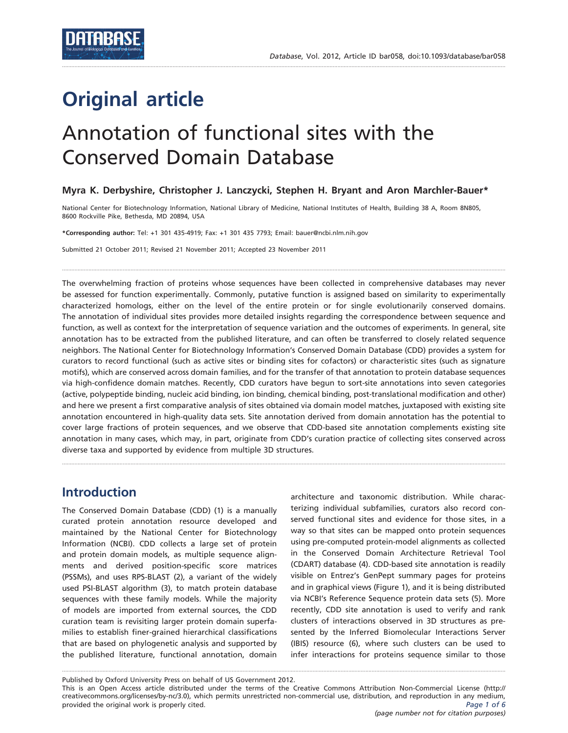# Original article

# Annotation of functional sites with the Conserved Domain Database

**Myra K. Derbyshire, Christopher J. Lanczycki, Stephen H. Bryant and Aron Marchler-Bauer***

National Center for Biotechnology Information, National Library of Medicine, National Institutes of Health, Building 38 A, Room 8N805, 8600 Rockville Pike, Bethesda, MD 20894, USA

***Corresponding author:** Tel: +1 301 435-4919; Fax: +1 301 435 7793; Email: bauer@ncbi.nlm.nih.gov

Submitted 21 October 2011; Revised 21 November 2011; Accepted 23 November 2011

The overwhelming fraction of proteins whose sequences have been collected in comprehensive databases may never be assessed for function experimentally. Commonly, putative function is assigned based on similarity to experimentally characterized homologs, either on the level of the entire protein or for single evolutionarily conserved domains. The annotation of individual sites provides more detailed insights regarding the correspondence between sequence and function, as well as context for the interpretation of sequence variation and the outcomes of experiments. In general, site annotation has to be extracted from the published literature, and can often be transferred to closely related sequence neighbors. The National Center for Biotechnology Information's Conserved Domain Database (CDD) provides a system for curators to record functional (such as active sites or binding sites for cofactors) or characteristic sites (such as signature motifs), which are conserved across domain families, and for the transfer of that annotation to protein database sequences via high-confidence domain matches. Recently, CDD curators have begun to sort-site annotations into seven categories (active, polypeptide binding, nucleic acid binding, ion binding, chemical binding, post-translational modification and other) and here we present a first comparative analysis of sites obtained via domain model matches, juxtaposed with existing site annotation encountered in high-quality data sets. Site annotation derived from domain annotation has the potential to cover large fractions of protein sequences, and we observe that CDD-based site annotation complements existing site annotation in many cases, which may, in part, originate from CDD's curation practice of collecting sites conserved across diverse taxa and supported by evidence from multiple 3D structures.

## Introduction

The Conserved Domain Database (CDD) (1) is a manually curated protein annotation resource developed and maintained by the National Center for Biotechnology Information (NCBI). CDD collects a large set of protein and protein domain models, as multiple sequence alignments and derived position-specific score matrices (PSSMs), and uses RPS-BLAST (2), a variant of the widely used PSI-BLAST algorithm (3), to match protein database sequences with these family models. While the majority of models are imported from external sources, the CDD curation team is revisiting larger protein domain superfamilies to establish finer-grained hierarchical classifications that are based on phylogenetic analysis and supported by the published literature, functional annotation, domain architecture and taxonomic distribution. While characterizing individual subfamilies, curators also record conserved functional sites and evidence for those sites, in a way so that sites can be mapped onto protein sequences using pre-computed protein-model alignments as collected in the Conserved Domain Architecture Retrieval Tool (CDART) database (4). CDD-based site annotation is readily visible on Entrez's GenPept summary pages for proteins and in graphical views (Figure 1), and it is being distributed via NCBI's Reference Sequence protein data sets (5). More recently, CDD site annotation is used to verify and rank clusters of interactions observed in 3D structures as presented by the Inferred Biomolecular Interactions Server (IBIS) resource (6), where such clusters can be used to infer interactions for proteins sequence similar to those

Published by Oxford University Press on behalf of US Government 2012.

This is an Open Access article distributed under the terms of the Creative Commons Attribution Non-Commercial License (http://creativecommons.org/licenses/by-nc/3.0), which permits unrestricted non-commercial use, distribution, and reproduction in any medium, provided the original work is properly cited.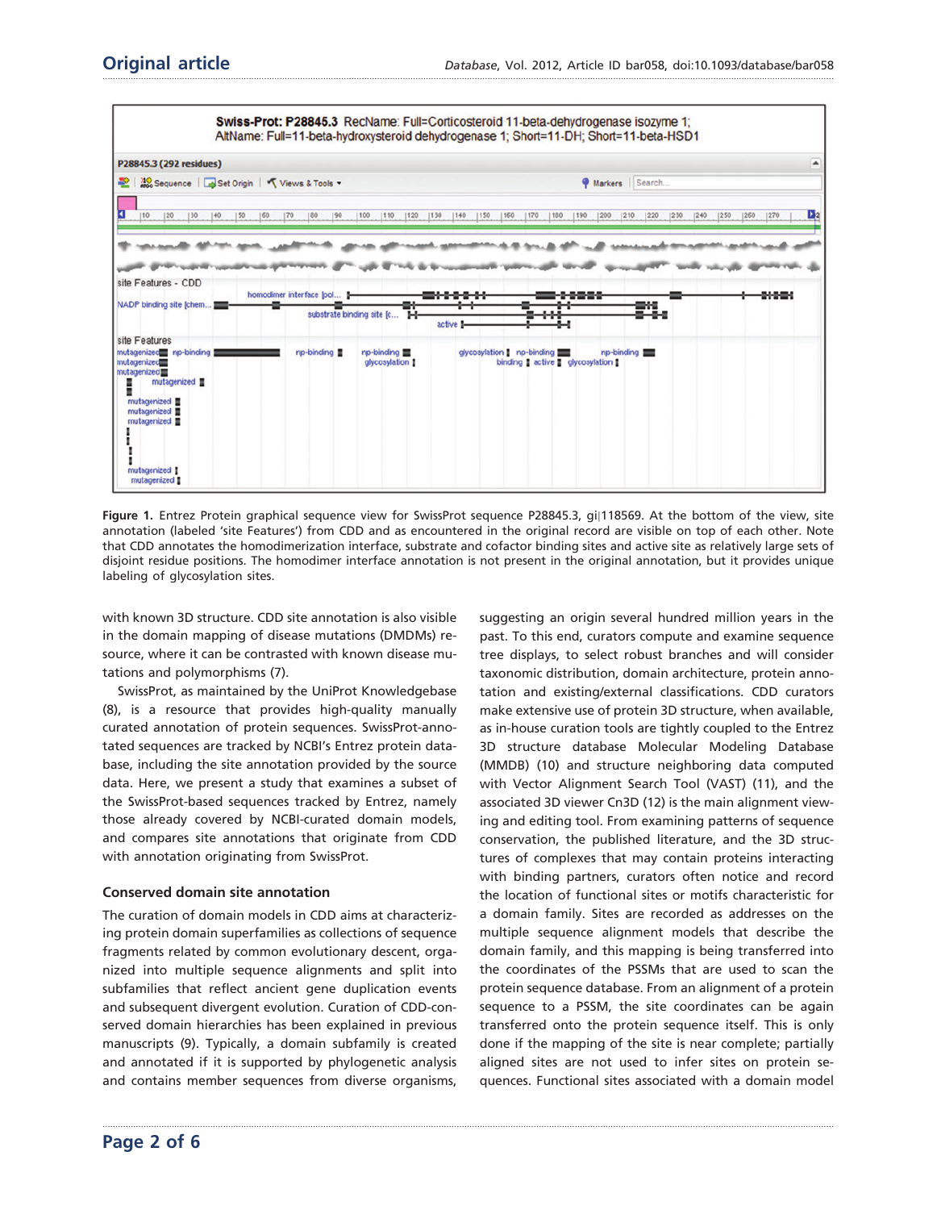**Figure 1.** Entrez Protein graphical sequence view for SwissProt sequence P28845.3, gi|118569. At the bottom of the view, site annotation (labeled 'site Features') from CDD and as encountered in the original record are visible on top of each other. Note that CDD annotates the homodimerization interface, substrate and cofactor binding sites and active site as relatively large sets of disjoint residue positions. The homodimer interface annotation is not present in the original annotation, but it provides unique labeling of glycosylation sites.

with known 3D structure. CDD site annotation is also visible in the domain mapping of disease mutations (DMDMs) resource, where it can be contrasted with known disease mutations and polymorphisms (7).

SwissProt, as maintained by the UniProt Knowledgebase (8), is a resource that provides high-quality manually curated annotation of protein sequences. SwissProt-annotated sequences are tracked by NCBI's Entrez protein database, including the site annotation provided by the source data. Here, we present a study that examines a subset of the SwissProt-based sequences tracked by Entrez, namely those already covered by NCBI-curated domain models, and compares site annotations that originate from CDD with annotation originating from SwissProt.

## Conserved domain site annotation

The curation of domain models in CDD aims at characterizing protein domain superfamilies as collections of sequence fragments related by common evolutionary descent, organized into multiple sequence alignments and split into subfamilies that reflect ancient gene duplication events and subsequent divergent evolution. Curation of CDD-conserved domain hierarchies has been explained in previous manuscripts (9). Typically, a domain subfamily is created and annotated if it is supported by phylogenetic analysis and contains member sequences from diverse organisms, suggesting an origin several hundred million years in the past. To this end, curators compute and examine sequence tree displays, to select robust branches and will consider taxonomic distribution, domain architecture, protein annotation and existing/external classifications. CDD curators make extensive use of protein 3D structure, when available, as in-house curation tools are tightly coupled to the Entrez 3D structure database Molecular Modeling Database (MMDB) (10) and structure neighboring data computed with Vector Alignment Search Tool (VAST) (11), and the associated 3D viewer Cn3D (12) is the main alignment viewing and editing tool. From examining patterns of sequence conservation, the published literature, and the 3D structures of complexes that may contain proteins interacting with binding partners, curators often notice and record the location of functional sites or motifs characteristic for a domain family. Sites are recorded as addresses on the multiple sequence alignment models that describe the domain family, and this mapping is being transferred into the coordinates of the PSSMs that are used to scan the protein sequence database. From an alignment of a protein sequence to a PSSM, the site coordinates can be again transferred onto the protein sequence itself. This is only done if the mapping of the site is near complete; partially aligned sites are not used to infer sites on protein sequences. Functional sites associated with a domain model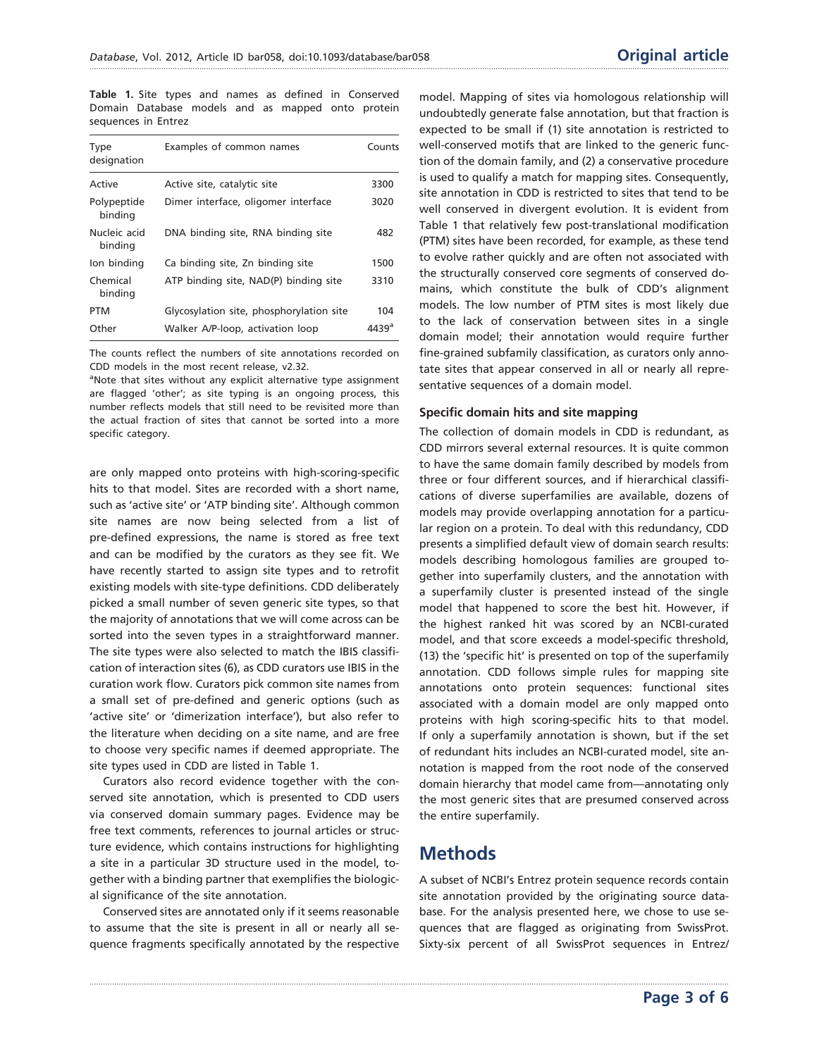**Table 1.** Site types and names as defined in Conserved Domain Database models and as mapped onto protein sequences in Entrez

| Type designation | Examples of common names | Counts |
|---|---|---|
| Active | Active site, catalytic site | 3300 |
| Polypeptide binding | Dimer interface, oligomer interface | 3020 |
| Nucleic acid binding | DNA binding site, RNA binding site | 482 |
| Ion binding | Ca binding site, Zn binding site | 1500 |
| Chemical binding | ATP binding site, NAD(P) binding site | 3310 |
| PTM | Glycosylation site, phosphorylation site | 104 |
| Other | Walker A/P-loop, activation loop | 4439[a] |

The counts reflect the numbers of site annotations recorded on CDD models in the most recent release, v2.32.

[a]Note that sites without any explicit alternative type assignment are flagged 'other'; as site typing is an ongoing process, this number reflects models that still need to be revisited more than the actual fraction of sites that cannot be sorted into a more specific category.

are only mapped onto proteins with high-scoring-specific hits to that model. Sites are recorded with a short name, such as 'active site' or 'ATP binding site'. Although common site names are now being selected from a list of pre-defined expressions, the name is stored as free text and can be modified by the curators as they see fit. We have recently started to assign site types and to retrofit existing models with site-type definitions. CDD deliberately picked a small number of seven generic site types, so that the majority of annotations that we will come across can be sorted into the seven types in a straightforward manner. The site types were also selected to match the IBIS classification of interaction sites (6), as CDD curators use IBIS in the curation work flow. Curators pick common site names from a small set of pre-defined and generic options (such as 'active site' or 'dimerization interface'), but also refer to the literature when deciding on a site name, and are free to choose very specific names if deemed appropriate. The site types used in CDD are listed in Table 1.

Curators also record evidence together with the conserved site annotation, which is presented to CDD users via conserved domain summary pages. Evidence may be free text comments, references to journal articles or structure evidence, which contains instructions for highlighting a site in a particular 3D structure used in the model, together with a binding partner that exemplifies the biological significance of the site annotation.

Conserved sites are annotated only if it seems reasonable to assume that the site is present in all or nearly all sequence fragments specifically annotated by the respective model. Mapping of sites via homologous relationship will undoubtedly generate false annotation, but that fraction is expected to be small if (1) site annotation is restricted to well-conserved motifs that are linked to the generic function of the domain family, and (2) a conservative procedure is used to qualify a match for mapping sites. Consequently, site annotation in CDD is restricted to sites that tend to be well conserved in divergent evolution. It is evident from Table 1 that relatively few post-translational modification (PTM) sites have been recorded, for example, as these tend to evolve rather quickly and are often not associated with the structurally conserved core segments of conserved domains, which constitute the bulk of CDD's alignment models. The low number of PTM sites is most likely due to the lack of conservation between sites in a single domain model; their annotation would require further fine-grained subfamily classification, as curators only annotate sites that appear conserved in all or nearly all representative sequences of a domain model.

### Specific domain hits and site mapping

The collection of domain models in CDD is redundant, as CDD mirrors several external resources. It is quite common to have the same domain family described by models from three or four different sources, and if hierarchical classifications of diverse superfamilies are available, dozens of models may provide overlapping annotation for a particular region on a protein. To deal with this redundancy, CDD presents a simplified default view of domain search results: models describing homologous families are grouped together into superfamily clusters, and the annotation with a superfamily cluster is presented instead of the single model that happened to score the best hit. However, if the highest ranked hit was scored by an NCBI-curated model, and that score exceeds a model-specific threshold, (13) the 'specific hit' is presented on top of the superfamily annotation. CDD follows simple rules for mapping site annotations onto protein sequences: functional sites associated with a domain model are only mapped onto proteins with high scoring-specific hits to that model. If only a superfamily annotation is shown, but if the set of redundant hits includes an NCBI-curated model, site annotation is mapped from the root node of the conserved domain hierarchy that model came from—annotating only the most generic sites that are presumed conserved across the entire superfamily.

## Methods

A subset of NCBI's Entrez protein sequence records contain site annotation provided by the originating source database. For the analysis presented here, we chose to use sequences that are flagged as originating from SwissProt. Sixty-six percent of all SwissProt sequences in Entrez/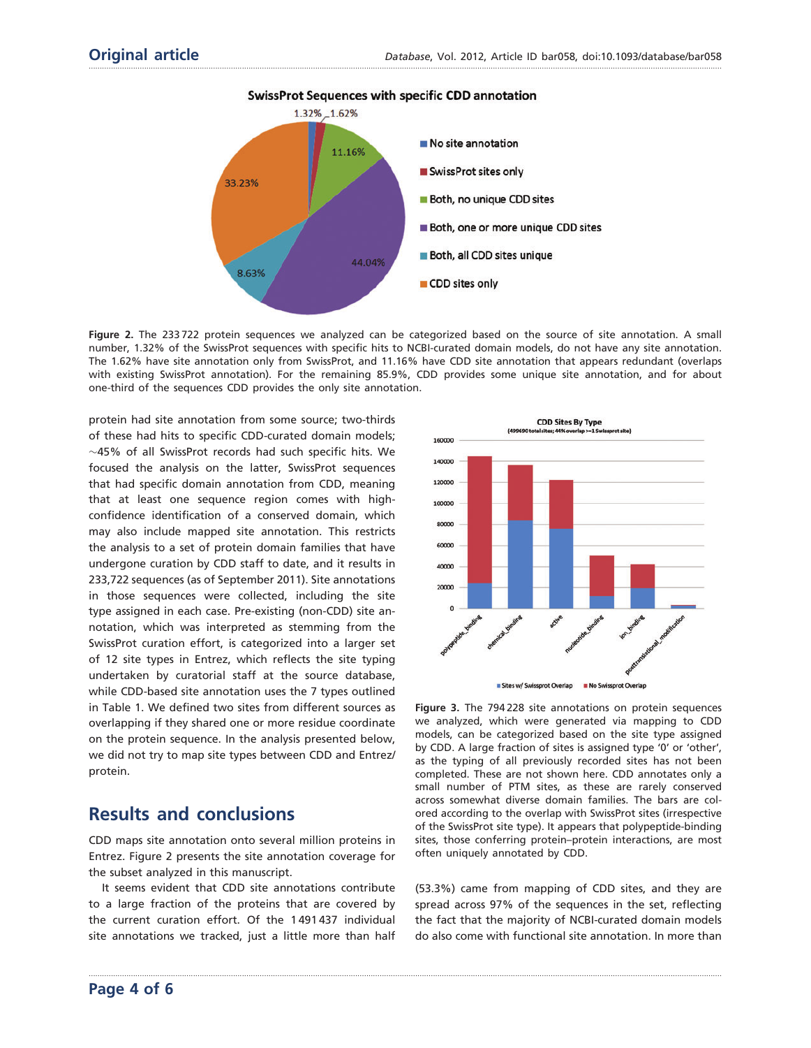Figure 2. The 233 722 protein sequences we analyzed can be categorized based on the source of site annotation. A small number, 1.32% of the SwissProt sequences with specific hits to NCBI-curated domain models, do not have any site annotation. The 1.62% have site annotation only from SwissProt, and 11.16% have CDD site annotation that appears redundant (overlaps with existing SwissProt annotation). For the remaining 85.9%, CDD provides some unique site annotation, and for about one-third of the sequences CDD provides the only site annotation.

protein had site annotation from some source; two-thirds of these had hits to specific CDD-curated domain models; ~45% of all SwissProt records had such specific hits. We focused the analysis on the latter, SwissProt sequences that had specific domain annotation from CDD, meaning that at least one sequence region comes with high-confidence identification of a conserved domain, which may also include mapped site annotation. This restricts the analysis to a set of protein domain families that have undergone curation by CDD staff to date, and it results in 233,722 sequences (as of September 2011). Site annotations in those sequences were collected, including the site type assigned in each case. Pre-existing (non-CDD) site annotation, which was interpreted as stemming from the SwissProt curation effort, is categorized into a larger set of 12 site types in Entrez, which reflects the site typing undertaken by curatorial staff at the source database, while CDD-based site annotation uses the 7 types outlined in Table 1. We defined two sites from different sources as overlapping if they shared one or more residue coordinate on the protein sequence. In the analysis presented below, we did not try to map site types between CDD and Entrez/protein.

## Results and conclusions

CDD maps site annotation onto several million proteins in Entrez. Figure 2 presents the site annotation coverage for the subset analyzed in this manuscript.

It seems evident that CDD site annotations contribute to a large fraction of the proteins that are covered by the current curation effort. Of the 1 491 437 individual site annotations we tracked, just a little more than half (53.3%) came from mapping of CDD sites, and they are spread across 97% of the sequences in the set, reflecting the fact that the majority of NCBI-curated domain models do also come with functional site annotation. In more than

Figure 3. The 794 228 site annotations on protein sequences we analyzed, which were generated via mapping to CDD models, can be categorized based on the site type assigned by CDD. A large fraction of sites is assigned type '0' or 'other', as the typing of all previously recorded sites has not been completed. These are not shown here. CDD annotates only a small number of PTM sites, as these are rarely conserved across somewhat diverse domain families. The bars are colored according to the overlap with SwissProt sites (irrespective of the SwissProt site type). It appears that polypeptide-binding sites, those conferring protein–protein interactions, are most often uniquely annotated by CDD.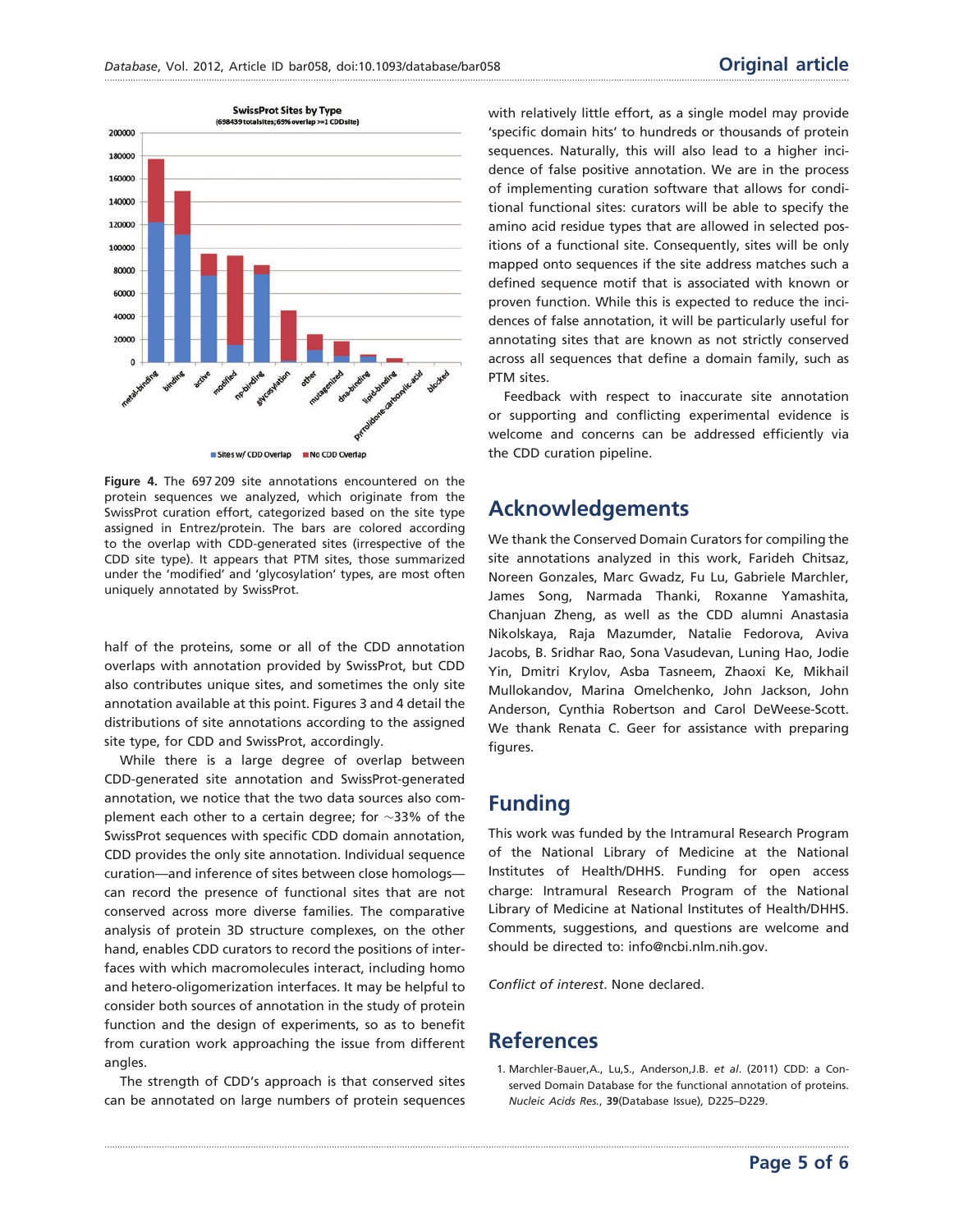Figure 4. The 697 209 site annotations encountered on the protein sequences we analyzed, which originate from the SwissProt curation effort, categorized based on the site type assigned in Entrez/protein. The bars are colored according to the overlap with CDD-generated sites (irrespective of the CDD site type). It appears that PTM sites, those summarized under the 'modified' and 'glycosylation' types, are most often uniquely annotated by SwissProt.

half of the proteins, some or all of the CDD annotation overlaps with annotation provided by SwissProt, but CDD also contributes unique sites, and sometimes the only site annotation available at this point. Figures 3 and 4 detail the distributions of site annotations according to the assigned site type, for CDD and SwissProt, accordingly.

While there is a large degree of overlap between CDD-generated site annotation and SwissProt-generated annotation, we notice that the two data sources also complement each other to a certain degree; for ~33% of the SwissProt sequences with specific CDD domain annotation, CDD provides the only site annotation. Individual sequence curation—and inference of sites between close homologs—can record the presence of functional sites that are not conserved across more diverse families. The comparative analysis of protein 3D structure complexes, on the other hand, enables CDD curators to record the positions of interfaces with which macromolecules interact, including homo and hetero-oligomerization interfaces. It may be helpful to consider both sources of annotation in the study of protein function and the design of experiments, so as to benefit from curation work approaching the issue from different angles.

The strength of CDD's approach is that conserved sites can be annotated on large numbers of protein sequences with relatively little effort, as a single model may provide 'specific domain hits' to hundreds or thousands of protein sequences. Naturally, this will also lead to a higher incidence of false positive annotation. We are in the process of implementing curation software that allows for conditional functional sites: curators will be able to specify the amino acid residue types that are allowed in selected positions of a functional site. Consequently, sites will be only mapped onto sequences if the site address matches such a defined sequence motif that is associated with known or proven function. While this is expected to reduce the incidences of false annotation, it will be particularly useful for annotating sites that are known as not strictly conserved across all sequences that define a domain family, such as PTM sites.

Feedback with respect to inaccurate site annotation or supporting and conflicting experimental evidence is welcome and concerns can be addressed efficiently via the CDD curation pipeline.

## Acknowledgements

We thank the Conserved Domain Curators for compiling the site annotations analyzed in this work, Farideh Chitsaz, Noreen Gonzales, Marc Gwadz, Fu Lu, Gabriele Marchler, James Song, Narmada Thanki, Roxanne Yamashita, Chanjuan Zheng, as well as the CDD alumni Anastasia Nikolskaya, Raja Mazumder, Natalie Fedorova, Aviva Jacobs, B. Sridhar Rao, Sona Vasudevan, Luning Hao, Jodie Yin, Dmitri Krylov, Asba Tasneem, Zhaoxi Ke, Mikhail Mullokandov, Marina Omelchenko, John Jackson, John Anderson, Cynthia Robertson and Carol DeWeese-Scott. We thank Renata C. Geer for assistance with preparing figures.

## Funding

This work was funded by the Intramural Research Program of the National Library of Medicine at the National Institutes of Health/DHHS. Funding for open access charge: Intramural Research Program of the National Library of Medicine at National Institutes of Health/DHHS. Comments, suggestions, and questions are welcome and should be directed to: info@ncbi.nlm.nih.gov.

*Conflict of interest*. None declared.

## References

1. Marchler-Bauer,A., Lu,S., Anderson,J.B. *et al*. (2011) CDD: a Conserved Domain Database for the functional annotation of proteins. *Nucleic Acids Res.*, **39**(Database Issue), D225–D229.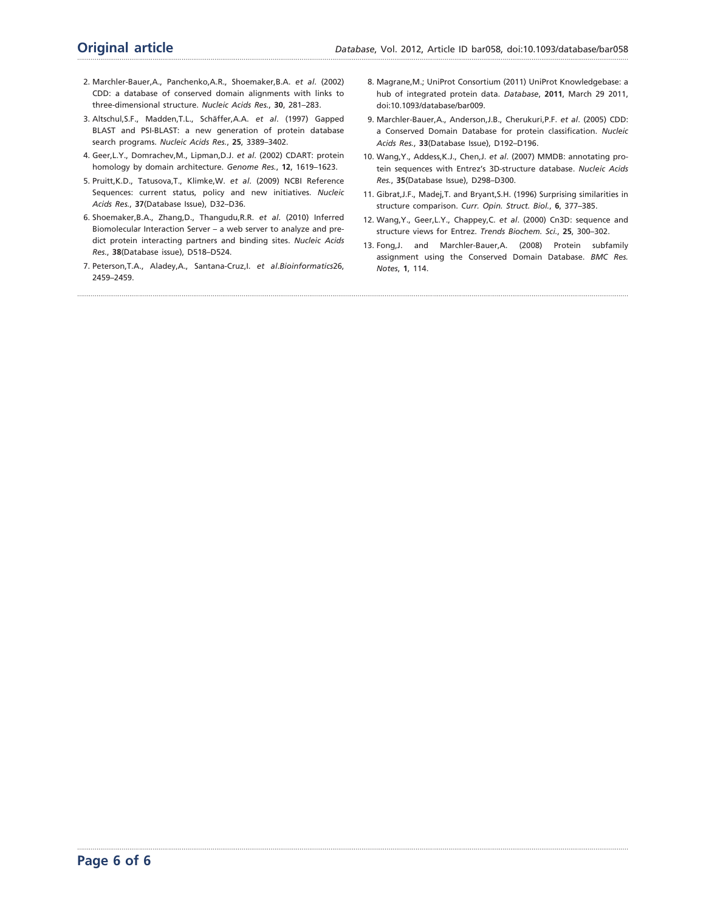2. Marchler-Bauer,A., Panchenko,A.R., Shoemaker,B.A. *et al*. (2002) CDD: a database of conserved domain alignments with links to three-dimensional structure. *Nucleic Acids Res.*, **30**, 281–283.
3. Altschul,S.F., Madden,T.L., Schäffer,A.A. *et al*. (1997) Gapped BLAST and PSI-BLAST: a new generation of protein database search programs. *Nucleic Acids Res.*, **25**, 3389–3402.
4. Geer,L.Y., Domrachev,M., Lipman,D.J. *et al*. (2002) CDART: protein homology by domain architecture. *Genome Res.*, **12**, 1619–1623.
5. Pruitt,K.D., Tatusova,T., Klimke,W. *et al*. (2009) NCBI Reference Sequences: current status, policy and new initiatives. *Nucleic Acids Res.*, **37**(Database Issue), D32–D36.
6. Shoemaker,B.A., Zhang,D., Thangudu,R.R. *et al*. (2010) Inferred Biomolecular Interaction Server – a web server to analyze and predict protein interacting partners and binding sites. *Nucleic Acids Res.*, **38**(Database issue), D518–D524.
7. Peterson,T.A., Aladey,A., Santana-Cruz,I. *et al*.*Bioinformatics*26, 2459–2459.
8. Magrane,M.; UniProt Consortium (2011) UniProt Knowledgebase: a hub of integrated protein data. *Database*, **2011**, March 29 2011, doi:10.1093/database/bar009.
9. Marchler-Bauer,A., Anderson,J.B., Cherukuri,P.F. *et al*. (2005) CDD: a Conserved Domain Database for protein classification. *Nucleic Acids Res.*, **33**(Database Issue), D192–D196.
10. Wang,Y., Addess,K.J., Chen,J. *et al*. (2007) MMDB: annotating protein sequences with Entrez's 3D-structure database. *Nucleic Acids Res.*, **35**(Database Issue), D298–D300.
11. Gibrat,J.F., Madej,T. and Bryant,S.H. (1996) Surprising similarities in structure comparison. *Curr. Opin. Struct. Biol.*, **6**, 377–385.
12. Wang,Y., Geer,L.Y., Chappey,C. *et al*. (2000) Cn3D: sequence and structure views for Entrez. *Trends Biochem. Sci.*, **25**, 300–302.
13. Fong,J. and Marchler-Bauer,A. (2008) Protein subfamily assignment using the Conserved Domain Database. *BMC Res. Notes*, **1**, 114.